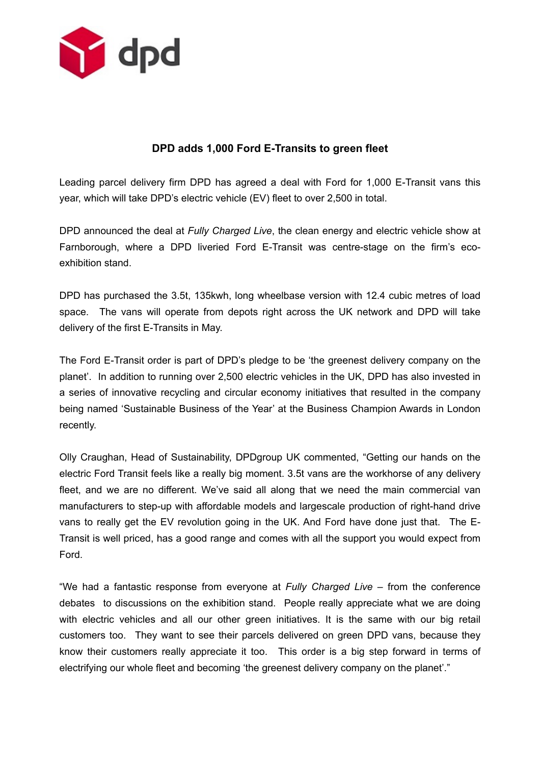# DPD adds 1,000 Ford E-Transits to green fleet

Leading parcel delivery firm DPD has agreed a deal with Ford for 1,000 E-Transit vans this year, which will take DPD's electric vehicle (EV) fleet to over 2,500 in total.

DPD announced the deal at *Fully Charged Live*, the clean energy and electric vehicle show at Farnborough, where a DPD liveried Ford E-Transit was centre-stage on the firm's eco-exhibition stand.

DPD has purchased the 3.5t, 135kwh, long wheelbase version with 12.4 cubic metres of load space. The vans will operate from depots right across the UK network and DPD will take delivery of the first E-Transits in May.

The Ford E-Transit order is part of DPD's pledge to be 'the greenest delivery company on the planet'. In addition to running over 2,500 electric vehicles in the UK, DPD has also invested in a series of innovative recycling and circular economy initiatives that resulted in the company being named 'Sustainable Business of the Year' at the Business Champion Awards in London recently.

Olly Craughan, Head of Sustainability, DPDgroup UK commented, "Getting our hands on the electric Ford Transit feels like a really big moment. 3.5t vans are the workhorse of any delivery fleet, and we are no different. We've said all along that we need the main commercial van manufacturers to step-up with affordable models and largescale production of right-hand drive vans to really get the EV revolution going in the UK. And Ford have done just that. The E-Transit is well priced, has a good range and comes with all the support you would expect from Ford.

"We had a fantastic response from everyone at *Fully Charged Live* – from the conference debates to discussions on the exhibition stand. People really appreciate what we are doing with electric vehicles and all our other green initiatives. It is the same with our big retail customers too. They want to see their parcels delivered on green DPD vans, because they know their customers really appreciate it too. This order is a big step forward in terms of electrifying our whole fleet and becoming 'the greenest delivery company on the planet'."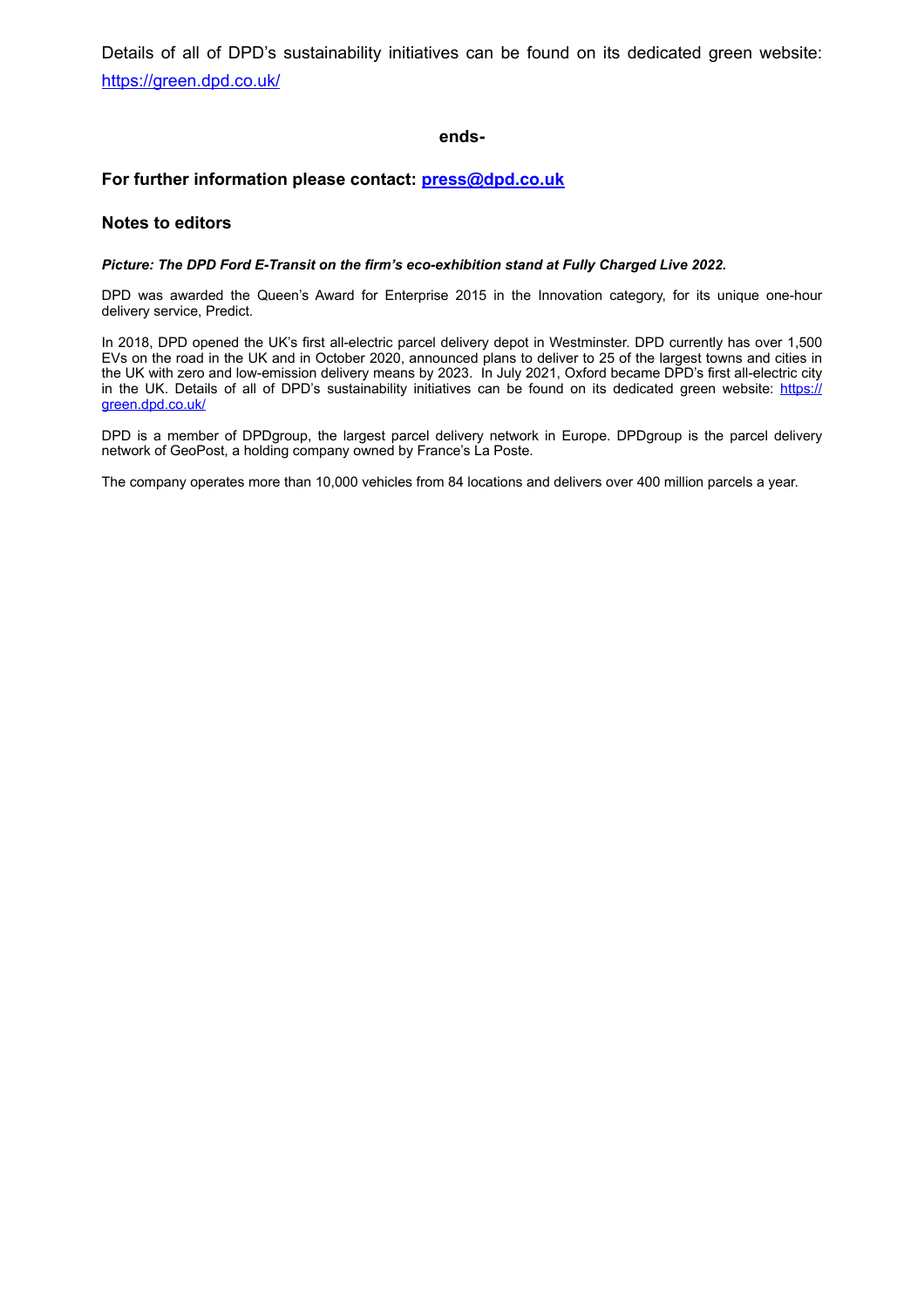Details of all of DPD's sustainability initiatives can be found on its dedicated green website: [https://green.dpd.co.uk/](https://green.dpd.co.uk/)

**ends-**

**For further information please contact: [press@dpd.co.uk](mailto:press@dpd.co.uk)**

## Notes to editors

***Picture: The DPD Ford E-Transit on the firm's eco-exhibition stand at Fully Charged Live 2022.***

DPD was awarded the Queen's Award for Enterprise 2015 in the Innovation category, for its unique one-hour delivery service, Predict.

In 2018, DPD opened the UK's first all-electric parcel delivery depot in Westminster. DPD currently has over 1,500 EVs on the road in the UK and in October 2020, announced plans to deliver to 25 of the largest towns and cities in the UK with zero and low-emission delivery means by 2023. In July 2021, Oxford became DPD's first all-electric city in the UK. Details of all of DPD's sustainability initiatives can be found on its dedicated green website: [https://green.dpd.co.uk/](https://green.dpd.co.uk/)

DPD is a member of DPDgroup, the largest parcel delivery network in Europe. DPDgroup is the parcel delivery network of GeoPost, a holding company owned by France's La Poste.

The company operates more than 10,000 vehicles from 84 locations and delivers over 400 million parcels a year.